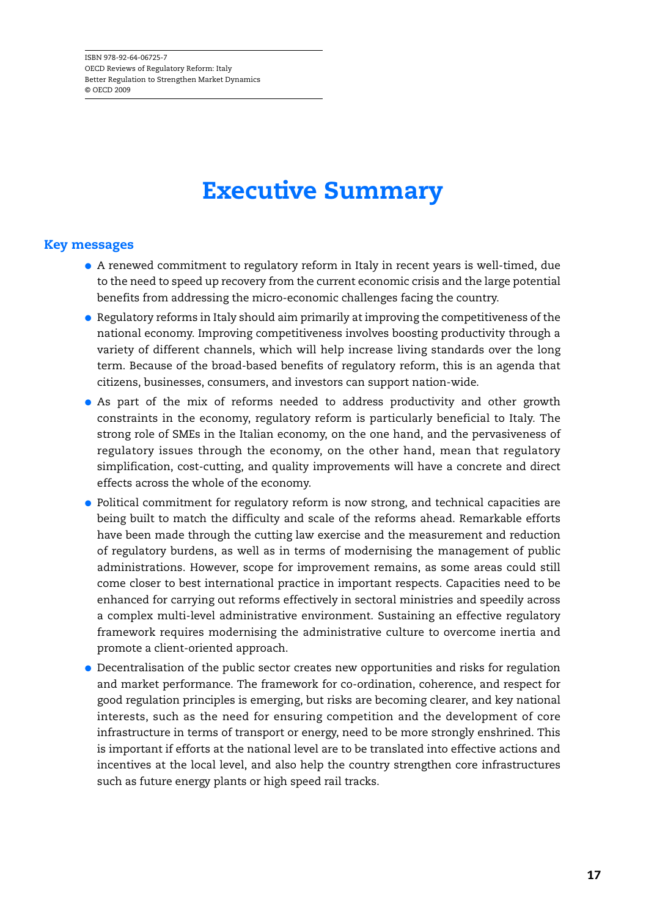ISBN 978-92-64-06725-7
OECD Reviews of Regulatory Reform: Italy
Better Regulation to Strengthen Market Dynamics
© OECD 2009

# Executive Summary

## Key messages

- A renewed commitment to regulatory reform in Italy in recent years is well-timed, due to the need to speed up recovery from the current economic crisis and the large potential benefits from addressing the micro-economic challenges facing the country.
- Regulatory reforms in Italy should aim primarily at improving the competitiveness of the national economy. Improving competitiveness involves boosting productivity through a variety of different channels, which will help increase living standards over the long term. Because of the broad-based benefits of regulatory reform, this is an agenda that citizens, businesses, consumers, and investors can support nation-wide.
- As part of the mix of reforms needed to address productivity and other growth constraints in the economy, regulatory reform is particularly beneficial to Italy. The strong role of SMEs in the Italian economy, on the one hand, and the pervasiveness of regulatory issues through the economy, on the other hand, mean that regulatory simplification, cost-cutting, and quality improvements will have a concrete and direct effects across the whole of the economy.
- Political commitment for regulatory reform is now strong, and technical capacities are being built to match the difficulty and scale of the reforms ahead. Remarkable efforts have been made through the cutting law exercise and the measurement and reduction of regulatory burdens, as well as in terms of modernising the management of public administrations. However, scope for improvement remains, as some areas could still come closer to best international practice in important respects. Capacities need to be enhanced for carrying out reforms effectively in sectoral ministries and speedily across a complex multi-level administrative environment. Sustaining an effective regulatory framework requires modernising the administrative culture to overcome inertia and promote a client-oriented approach.
- Decentralisation of the public sector creates new opportunities and risks for regulation and market performance. The framework for co-ordination, coherence, and respect for good regulation principles is emerging, but risks are becoming clearer, and key national interests, such as the need for ensuring competition and the development of core infrastructure in terms of transport or energy, need to be more strongly enshrined. This is important if efforts at the national level are to be translated into effective actions and incentives at the local level, and also help the country strengthen core infrastructures such as future energy plants or high speed rail tracks.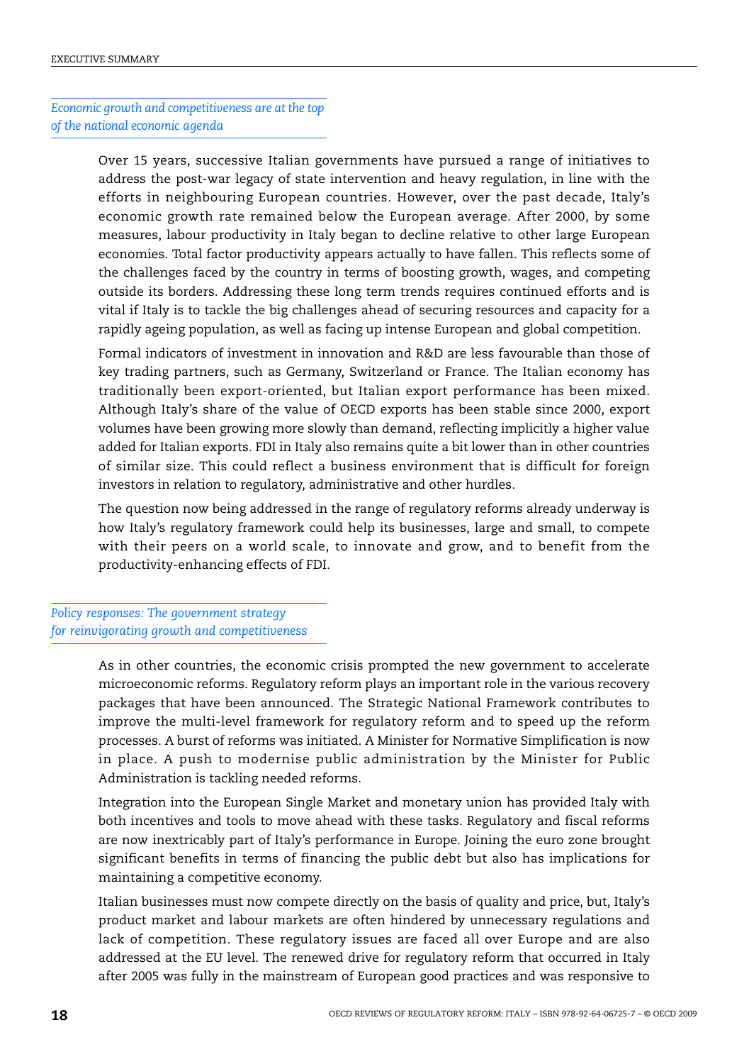## *Economic growth and competitiveness are at the top of the national economic agenda*

Over 15 years, successive Italian governments have pursued a range of initiatives to address the post-war legacy of state intervention and heavy regulation, in line with the efforts in neighbouring European countries. However, over the past decade, Italy's economic growth rate remained below the European average. After 2000, by some measures, labour productivity in Italy began to decline relative to other large European economies. Total factor productivity appears actually to have fallen. This reflects some of the challenges faced by the country in terms of boosting growth, wages, and competing outside its borders. Addressing these long term trends requires continued efforts and is vital if Italy is to tackle the big challenges ahead of securing resources and capacity for a rapidly ageing population, as well as facing up intense European and global competition.

Formal indicators of investment in innovation and R&D are less favourable than those of key trading partners, such as Germany, Switzerland or France. The Italian economy has traditionally been export-oriented, but Italian export performance has been mixed. Although Italy's share of the value of OECD exports has been stable since 2000, export volumes have been growing more slowly than demand, reflecting implicitly a higher value added for Italian exports. FDI in Italy also remains quite a bit lower than in other countries of similar size. This could reflect a business environment that is difficult for foreign investors in relation to regulatory, administrative and other hurdles.

The question now being addressed in the range of regulatory reforms already underway is how Italy's regulatory framework could help its businesses, large and small, to compete with their peers on a world scale, to innovate and grow, and to benefit from the productivity-enhancing effects of FDI.

## *Policy responses: The government strategy for reinvigorating growth and competitiveness*

As in other countries, the economic crisis prompted the new government to accelerate microeconomic reforms. Regulatory reform plays an important role in the various recovery packages that have been announced. The Strategic National Framework contributes to improve the multi-level framework for regulatory reform and to speed up the reform processes. A burst of reforms was initiated. A Minister for Normative Simplification is now in place. A push to modernise public administration by the Minister for Public Administration is tackling needed reforms.

Integration into the European Single Market and monetary union has provided Italy with both incentives and tools to move ahead with these tasks. Regulatory and fiscal reforms are now inextricably part of Italy's performance in Europe. Joining the euro zone brought significant benefits in terms of financing the public debt but also has implications for maintaining a competitive economy.

Italian businesses must now compete directly on the basis of quality and price, but, Italy's product market and labour markets are often hindered by unnecessary regulations and lack of competition. These regulatory issues are faced all over Europe and are also addressed at the EU level. The renewed drive for regulatory reform that occurred in Italy after 2005 was fully in the mainstream of European good practices and was responsive to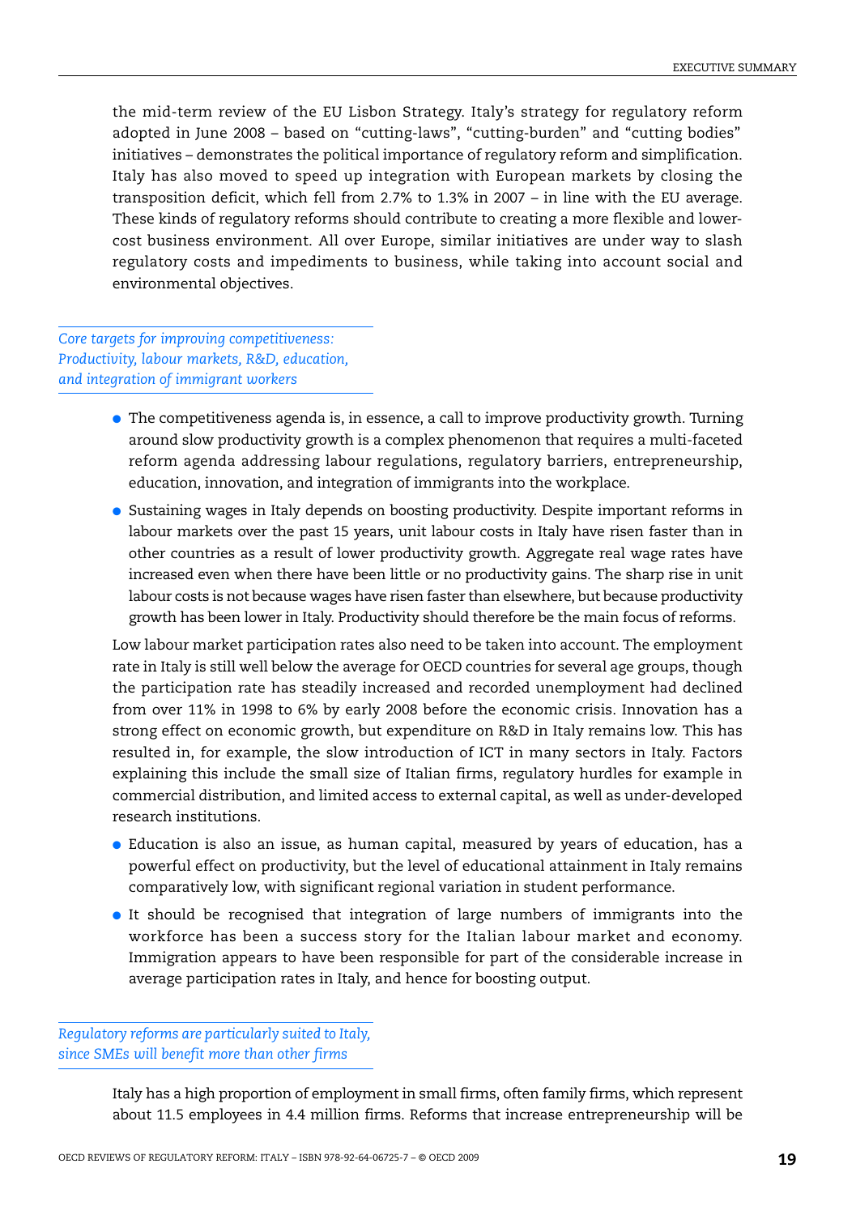the mid-term review of the EU Lisbon Strategy. Italy's strategy for regulatory reform adopted in June 2008 – based on "cutting-laws", "cutting-burden" and "cutting bodies" initiatives – demonstrates the political importance of regulatory reform and simplification. Italy has also moved to speed up integration with European markets by closing the transposition deficit, which fell from 2.7% to 1.3% in 2007 – in line with the EU average. These kinds of regulatory reforms should contribute to creating a more flexible and lower-cost business environment. All over Europe, similar initiatives are under way to slash regulatory costs and impediments to business, while taking into account social and environmental objectives.

*Core targets for improving competitiveness: Productivity, labour markets, R&D, education, and integration of immigrant workers*

- The competitiveness agenda is, in essence, a call to improve productivity growth. Turning around slow productivity growth is a complex phenomenon that requires a multi-faceted reform agenda addressing labour regulations, regulatory barriers, entrepreneurship, education, innovation, and integration of immigrants into the workplace.
- Sustaining wages in Italy depends on boosting productivity. Despite important reforms in labour markets over the past 15 years, unit labour costs in Italy have risen faster than in other countries as a result of lower productivity growth. Aggregate real wage rates have increased even when there have been little or no productivity gains. The sharp rise in unit labour costs is not because wages have risen faster than elsewhere, but because productivity growth has been lower in Italy. Productivity should therefore be the main focus of reforms.

Low labour market participation rates also need to be taken into account. The employment rate in Italy is still well below the average for OECD countries for several age groups, though the participation rate has steadily increased and recorded unemployment had declined from over 11% in 1998 to 6% by early 2008 before the economic crisis. Innovation has a strong effect on economic growth, but expenditure on R&D in Italy remains low. This has resulted in, for example, the slow introduction of ICT in many sectors in Italy. Factors explaining this include the small size of Italian firms, regulatory hurdles for example in commercial distribution, and limited access to external capital, as well as under-developed research institutions.

- Education is also an issue, as human capital, measured by years of education, has a powerful effect on productivity, but the level of educational attainment in Italy remains comparatively low, with significant regional variation in student performance.
- It should be recognised that integration of large numbers of immigrants into the workforce has been a success story for the Italian labour market and economy. Immigration appears to have been responsible for part of the considerable increase in average participation rates in Italy, and hence for boosting output.

*Regulatory reforms are particularly suited to Italy, since SMEs will benefit more than other firms*

Italy has a high proportion of employment in small firms, often family firms, which represent about 11.5 employees in 4.4 million firms. Reforms that increase entrepreneurship will be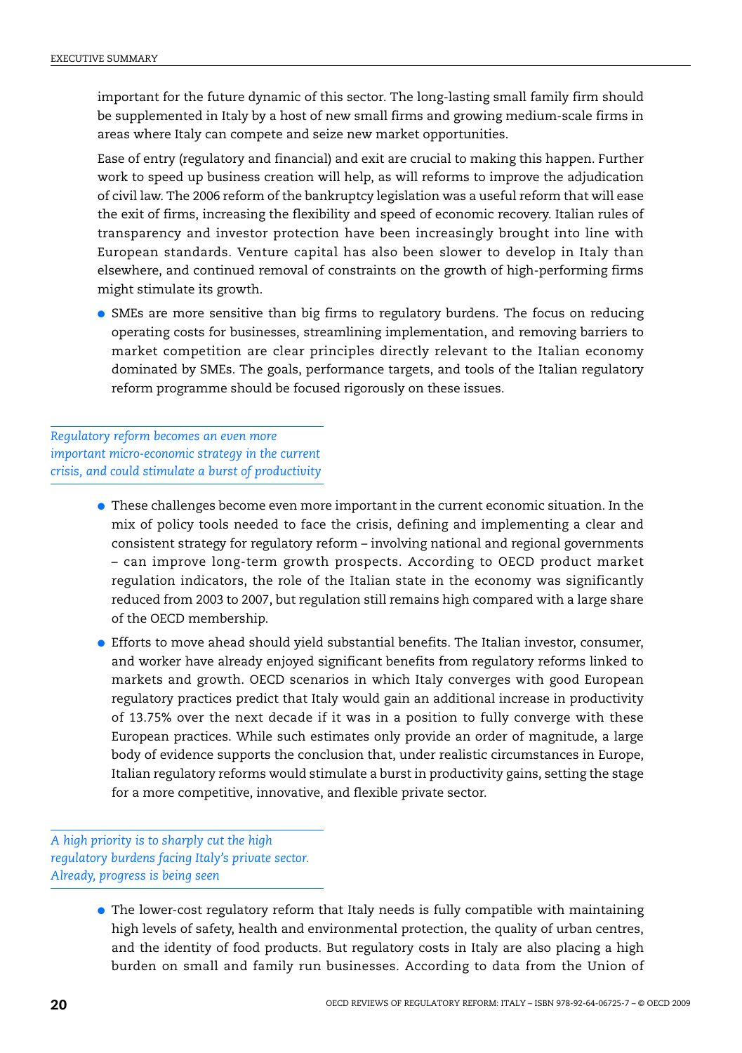important for the future dynamic of this sector. The long-lasting small family firm should be supplemented in Italy by a host of new small firms and growing medium-scale firms in areas where Italy can compete and seize new market opportunities.

Ease of entry (regulatory and financial) and exit are crucial to making this happen. Further work to speed up business creation will help, as will reforms to improve the adjudication of civil law. The 2006 reform of the bankruptcy legislation was a useful reform that will ease the exit of firms, increasing the flexibility and speed of economic recovery. Italian rules of transparency and investor protection have been increasingly brought into line with European standards. Venture capital has also been slower to develop in Italy than elsewhere, and continued removal of constraints on the growth of high-performing firms might stimulate its growth.

- SMEs are more sensitive than big firms to regulatory burdens. The focus on reducing operating costs for businesses, streamlining implementation, and removing barriers to market competition are clear principles directly relevant to the Italian economy dominated by SMEs. The goals, performance targets, and tools of the Italian regulatory reform programme should be focused rigorously on these issues.

*Regulatory reform becomes an even more important micro-economic strategy in the current crisis, and could stimulate a burst of productivity*

- These challenges become even more important in the current economic situation. In the mix of policy tools needed to face the crisis, defining and implementing a clear and consistent strategy for regulatory reform – involving national and regional governments – can improve long-term growth prospects. According to OECD product market regulation indicators, the role of the Italian state in the economy was significantly reduced from 2003 to 2007, but regulation still remains high compared with a large share of the OECD membership.
- Efforts to move ahead should yield substantial benefits. The Italian investor, consumer, and worker have already enjoyed significant benefits from regulatory reforms linked to markets and growth. OECD scenarios in which Italy converges with good European regulatory practices predict that Italy would gain an additional increase in productivity of 13.75% over the next decade if it was in a position to fully converge with these European practices. While such estimates only provide an order of magnitude, a large body of evidence supports the conclusion that, under realistic circumstances in Europe, Italian regulatory reforms would stimulate a burst in productivity gains, setting the stage for a more competitive, innovative, and flexible private sector.

*A high priority is to sharply cut the high regulatory burdens facing Italy's private sector. Already, progress is being seen*

- The lower-cost regulatory reform that Italy needs is fully compatible with maintaining high levels of safety, health and environmental protection, the quality of urban centres, and the identity of food products. But regulatory costs in Italy are also placing a high burden on small and family run businesses. According to data from the Union of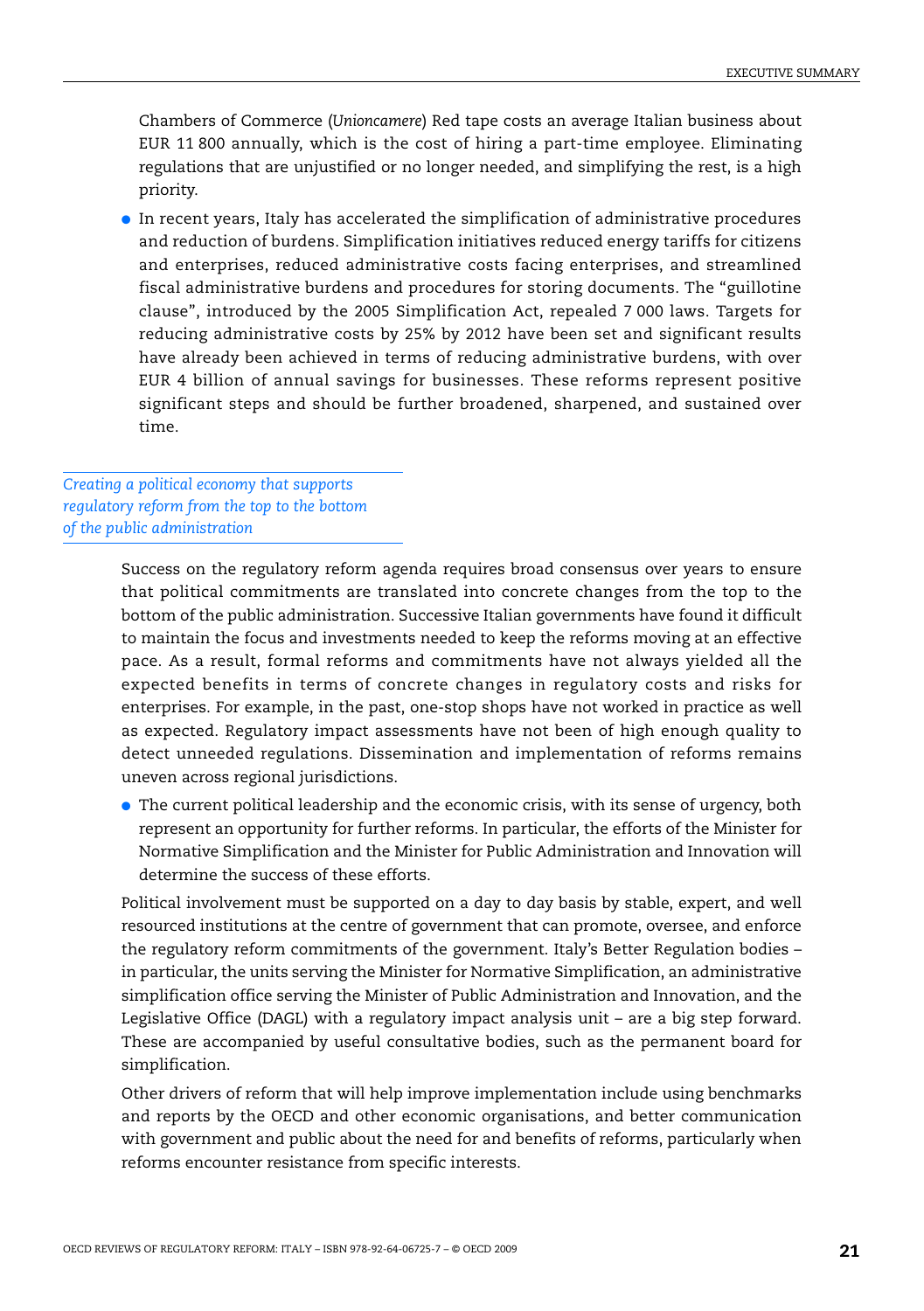Chambers of Commerce (*Unioncamere*) Red tape costs an average Italian business about EUR 11 800 annually, which is the cost of hiring a part-time employee. Eliminating regulations that are unjustified or no longer needed, and simplifying the rest, is a high priority.

- In recent years, Italy has accelerated the simplification of administrative procedures and reduction of burdens. Simplification initiatives reduced energy tariffs for citizens and enterprises, reduced administrative costs facing enterprises, and streamlined fiscal administrative burdens and procedures for storing documents. The "guillotine clause", introduced by the 2005 Simplification Act, repealed 7 000 laws. Targets for reducing administrative costs by 25% by 2012 have been set and significant results have already been achieved in terms of reducing administrative burdens, with over EUR 4 billion of annual savings for businesses. These reforms represent positive significant steps and should be further broadened, sharpened, and sustained over time.

### *Creating a political economy that supports regulatory reform from the top to the bottom of the public administration*

Success on the regulatory reform agenda requires broad consensus over years to ensure that political commitments are translated into concrete changes from the top to the bottom of the public administration. Successive Italian governments have found it difficult to maintain the focus and investments needed to keep the reforms moving at an effective pace. As a result, formal reforms and commitments have not always yielded all the expected benefits in terms of concrete changes in regulatory costs and risks for enterprises. For example, in the past, one-stop shops have not worked in practice as well as expected. Regulatory impact assessments have not been of high enough quality to detect unneeded regulations. Dissemination and implementation of reforms remains uneven across regional jurisdictions.

- The current political leadership and the economic crisis, with its sense of urgency, both represent an opportunity for further reforms. In particular, the efforts of the Minister for Normative Simplification and the Minister for Public Administration and Innovation will determine the success of these efforts.

Political involvement must be supported on a day to day basis by stable, expert, and well resourced institutions at the centre of government that can promote, oversee, and enforce the regulatory reform commitments of the government. Italy's Better Regulation bodies – in particular, the units serving the Minister for Normative Simplification, an administrative simplification office serving the Minister of Public Administration and Innovation, and the Legislative Office (DAGL) with a regulatory impact analysis unit – are a big step forward. These are accompanied by useful consultative bodies, such as the permanent board for simplification.

Other drivers of reform that will help improve implementation include using benchmarks and reports by the OECD and other economic organisations, and better communication with government and public about the need for and benefits of reforms, particularly when reforms encounter resistance from specific interests.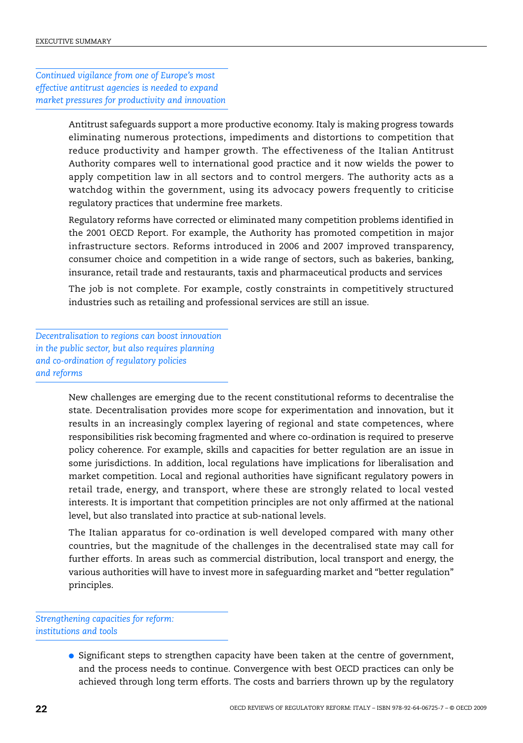*Continued vigilance from one of Europe's most effective antitrust agencies is needed to expand market pressures for productivity and innovation*

Antitrust safeguards support a more productive economy. Italy is making progress towards eliminating numerous protections, impediments and distortions to competition that reduce productivity and hamper growth. The effectiveness of the Italian Antitrust Authority compares well to international good practice and it now wields the power to apply competition law in all sectors and to control mergers. The authority acts as a watchdog within the government, using its advocacy powers frequently to criticise regulatory practices that undermine free markets.

Regulatory reforms have corrected or eliminated many competition problems identified in the 2001 OECD Report. For example, the Authority has promoted competition in major infrastructure sectors. Reforms introduced in 2006 and 2007 improved transparency, consumer choice and competition in a wide range of sectors, such as bakeries, banking, insurance, retail trade and restaurants, taxis and pharmaceutical products and services

The job is not complete. For example, costly constraints in competitively structured industries such as retailing and professional services are still an issue.

*Decentralisation to regions can boost innovation in the public sector, but also requires planning and co-ordination of regulatory policies and reforms*

New challenges are emerging due to the recent constitutional reforms to decentralise the state. Decentralisation provides more scope for experimentation and innovation, but it results in an increasingly complex layering of regional and state competences, where responsibilities risk becoming fragmented and where co-ordination is required to preserve policy coherence. For example, skills and capacities for better regulation are an issue in some jurisdictions. In addition, local regulations have implications for liberalisation and market competition. Local and regional authorities have significant regulatory powers in retail trade, energy, and transport, where these are strongly related to local vested interests. It is important that competition principles are not only affirmed at the national level, but also translated into practice at sub-national levels.

The Italian apparatus for co-ordination is well developed compared with many other countries, but the magnitude of the challenges in the decentralised state may call for further efforts. In areas such as commercial distribution, local transport and energy, the various authorities will have to invest more in safeguarding market and "better regulation" principles.

*Strengthening capacities for reform: institutions and tools*

- Significant steps to strengthen capacity have been taken at the centre of government, and the process needs to continue. Convergence with best OECD practices can only be achieved through long term efforts. The costs and barriers thrown up by the regulatory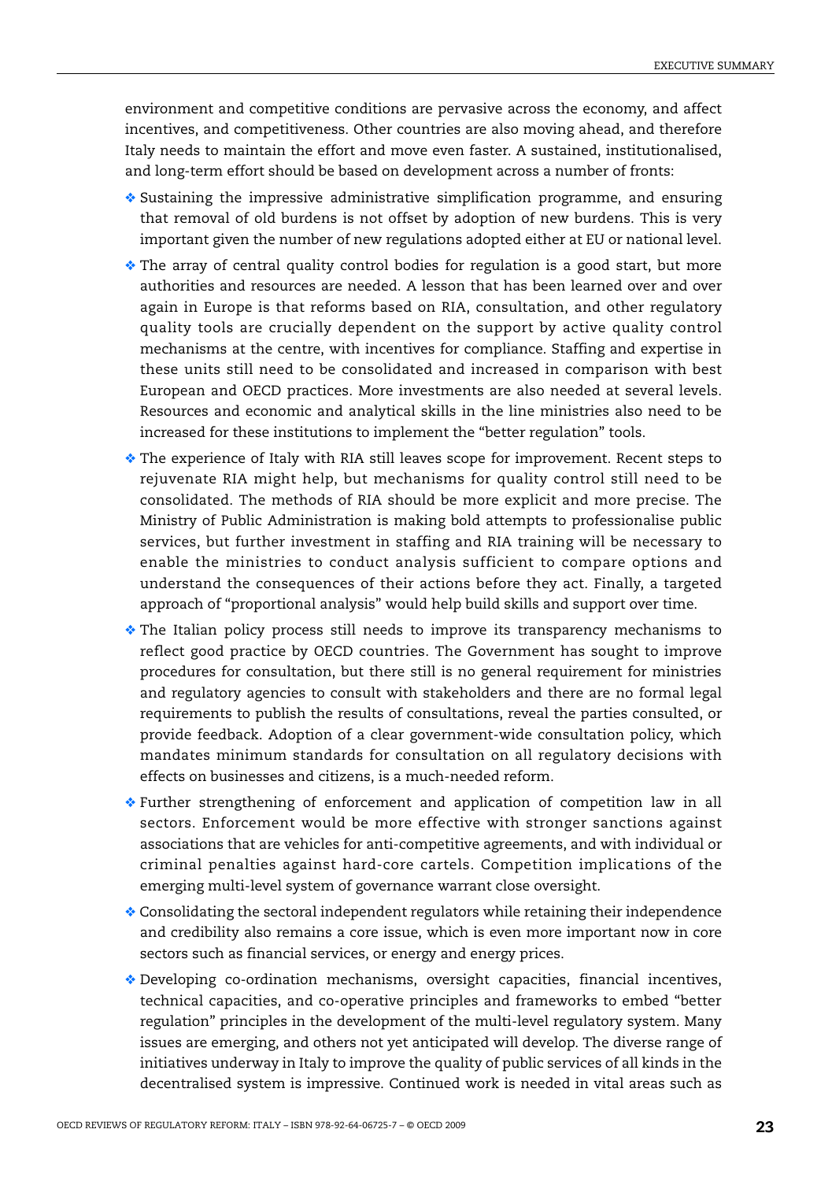environment and competitive conditions are pervasive across the economy, and affect incentives, and competitiveness. Other countries are also moving ahead, and therefore Italy needs to maintain the effort and move even faster. A sustained, institutionalised, and long-term effort should be based on development across a number of fronts:

- Sustaining the impressive administrative simplification programme, and ensuring that removal of old burdens is not offset by adoption of new burdens. This is very important given the number of new regulations adopted either at EU or national level.
- The array of central quality control bodies for regulation is a good start, but more authorities and resources are needed. A lesson that has been learned over and over again in Europe is that reforms based on RIA, consultation, and other regulatory quality tools are crucially dependent on the support by active quality control mechanisms at the centre, with incentives for compliance. Staffing and expertise in these units still need to be consolidated and increased in comparison with best European and OECD practices. More investments are also needed at several levels. Resources and economic and analytical skills in the line ministries also need to be increased for these institutions to implement the "better regulation" tools.
- The experience of Italy with RIA still leaves scope for improvement. Recent steps to rejuvenate RIA might help, but mechanisms for quality control still need to be consolidated. The methods of RIA should be more explicit and more precise. The Ministry of Public Administration is making bold attempts to professionalise public services, but further investment in staffing and RIA training will be necessary to enable the ministries to conduct analysis sufficient to compare options and understand the consequences of their actions before they act. Finally, a targeted approach of "proportional analysis" would help build skills and support over time.
- The Italian policy process still needs to improve its transparency mechanisms to reflect good practice by OECD countries. The Government has sought to improve procedures for consultation, but there still is no general requirement for ministries and regulatory agencies to consult with stakeholders and there are no formal legal requirements to publish the results of consultations, reveal the parties consulted, or provide feedback. Adoption of a clear government-wide consultation policy, which mandates minimum standards for consultation on all regulatory decisions with effects on businesses and citizens, is a much-needed reform.
- Further strengthening of enforcement and application of competition law in all sectors. Enforcement would be more effective with stronger sanctions against associations that are vehicles for anti-competitive agreements, and with individual or criminal penalties against hard-core cartels. Competition implications of the emerging multi-level system of governance warrant close oversight.
- Consolidating the sectoral independent regulators while retaining their independence and credibility also remains a core issue, which is even more important now in core sectors such as financial services, or energy and energy prices.
- Developing co-ordination mechanisms, oversight capacities, financial incentives, technical capacities, and co-operative principles and frameworks to embed "better regulation" principles in the development of the multi-level regulatory system. Many issues are emerging, and others not yet anticipated will develop. The diverse range of initiatives underway in Italy to improve the quality of public services of all kinds in the decentralised system is impressive. Continued work is needed in vital areas such as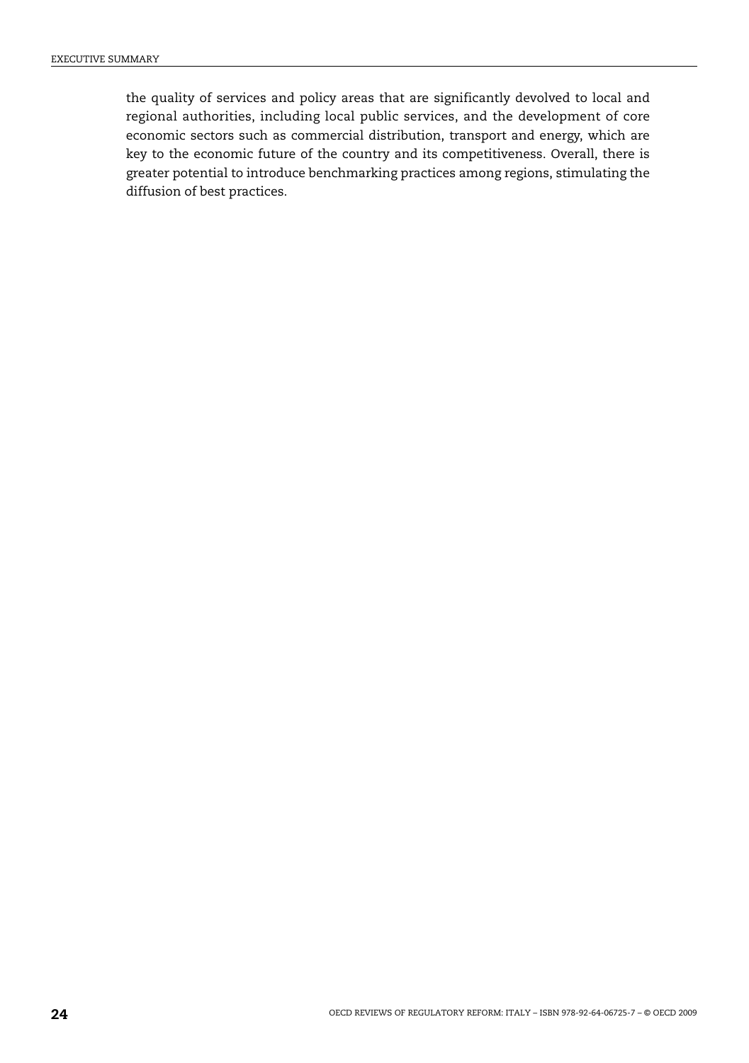the quality of services and policy areas that are significantly devolved to local and regional authorities, including local public services, and the development of core economic sectors such as commercial distribution, transport and energy, which are key to the economic future of the country and its competitiveness. Overall, there is greater potential to introduce benchmarking practices among regions, stimulating the diffusion of best practices.